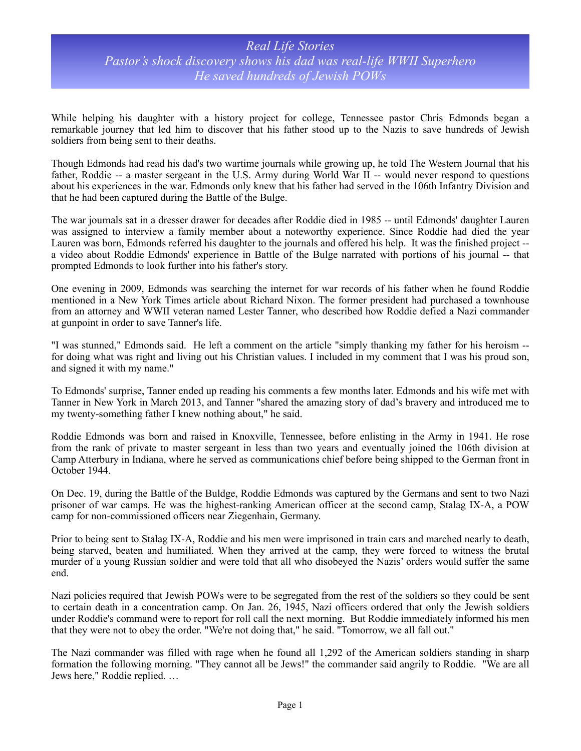# *Real Life Stories*
## *Pastor's shock discovery shows his dad was real-life WWII Superhero*
## *He saved hundreds of Jewish POWs*

While helping his daughter with a history project for college, Tennessee pastor Chris Edmonds began a remarkable journey that led him to discover that his father stood up to the Nazis to save hundreds of Jewish soldiers from being sent to their deaths.

Though Edmonds had read his dad's two wartime journals while growing up, he told The Western Journal that his father, Roddie -- a master sergeant in the U.S. Army during World War II -- would never respond to questions about his experiences in the war. Edmonds only knew that his father had served in the 106th Infantry Division and that he had been captured during the Battle of the Bulge.

The war journals sat in a dresser drawer for decades after Roddie died in 1985 -- until Edmonds' daughter Lauren was assigned to interview a family member about a noteworthy experience. Since Roddie had died the year Lauren was born, Edmonds referred his daughter to the journals and offered his help. It was the finished project -- a video about Roddie Edmonds' experience in Battle of the Bulge narrated with portions of his journal -- that prompted Edmonds to look further into his father's story.

One evening in 2009, Edmonds was searching the internet for war records of his father when he found Roddie mentioned in a New York Times article about Richard Nixon. The former president had purchased a townhouse from an attorney and WWII veteran named Lester Tanner, who described how Roddie defied a Nazi commander at gunpoint in order to save Tanner's life.

"I was stunned," Edmonds said. He left a comment on the article "simply thanking my father for his heroism -- for doing what was right and living out his Christian values. I included in my comment that I was his proud son, and signed it with my name."

To Edmonds' surprise, Tanner ended up reading his comments a few months later. Edmonds and his wife met with Tanner in New York in March 2013, and Tanner "shared the amazing story of dad's bravery and introduced me to my twenty-something father I knew nothing about," he said.

Roddie Edmonds was born and raised in Knoxville, Tennessee, before enlisting in the Army in 1941. He rose from the rank of private to master sergeant in less than two years and eventually joined the 106th division at Camp Atterbury in Indiana, where he served as communications chief before being shipped to the German front in October 1944.

On Dec. 19, during the Battle of the Buldge, Roddie Edmonds was captured by the Germans and sent to two Nazi prisoner of war camps. He was the highest-ranking American officer at the second camp, Stalag IX-A, a POW camp for non-commissioned officers near Ziegenhain, Germany.

Prior to being sent to Stalag IX-A, Roddie and his men were imprisoned in train cars and marched nearly to death, being starved, beaten and humiliated. When they arrived at the camp, they were forced to witness the brutal murder of a young Russian soldier and were told that all who disobeyed the Nazis' orders would suffer the same end.

Nazi policies required that Jewish POWs were to be segregated from the rest of the soldiers so they could be sent to certain death in a concentration camp. On Jan. 26, 1945, Nazi officers ordered that only the Jewish soldiers under Roddie's command were to report for roll call the next morning. But Roddie immediately informed his men that they were not to obey the order. "We're not doing that," he said. "Tomorrow, we all fall out."

The Nazi commander was filled with rage when he found all 1,292 of the American soldiers standing in sharp formation the following morning. "They cannot all be Jews!" the commander said angrily to Roddie. "We are all Jews here," Roddie replied. …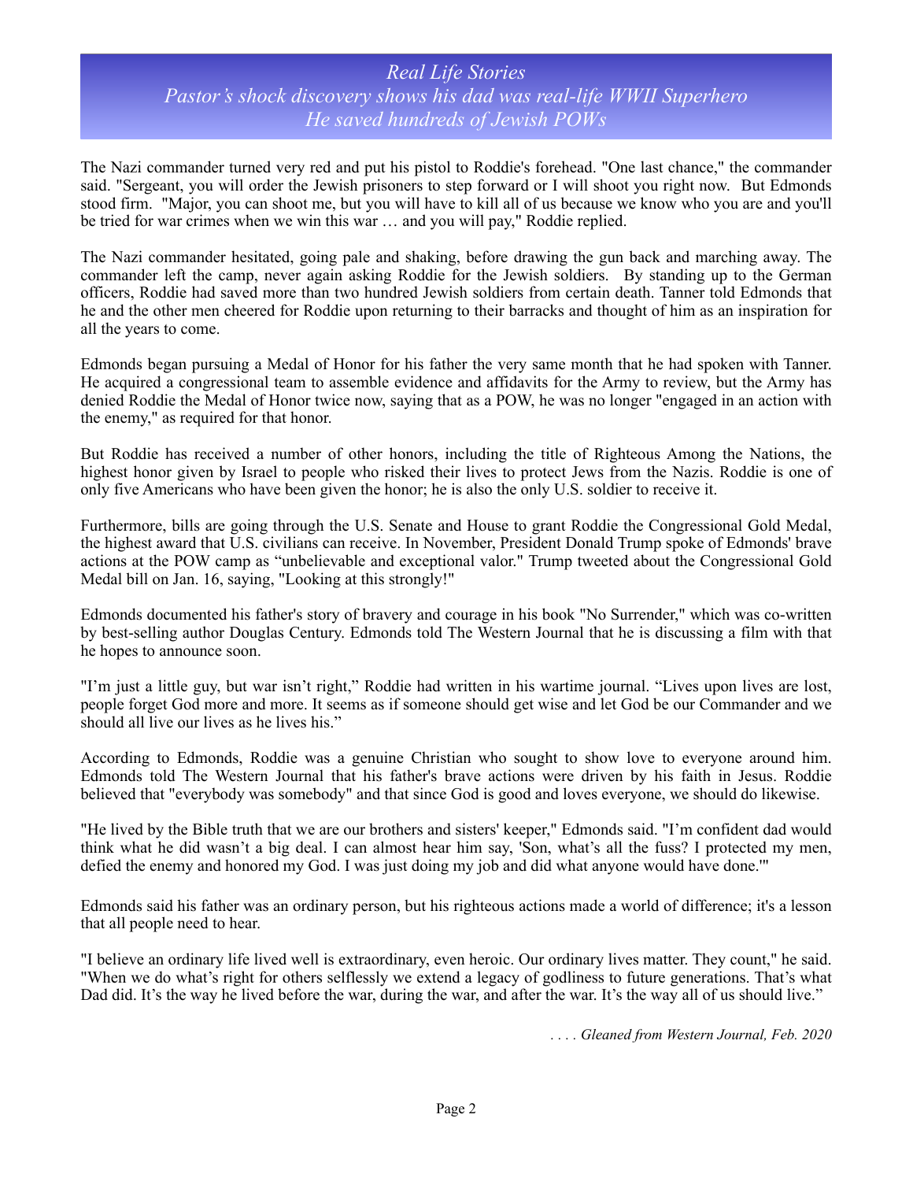*Real Life Stories*
*Pastor's shock discovery shows his dad was real-life WWII Superhero*
*He saved hundreds of Jewish POWs*

The Nazi commander turned very red and put his pistol to Roddie's forehead. "One last chance," the commander said. "Sergeant, you will order the Jewish prisoners to step forward or I will shoot you right now. But Edmonds stood firm. "Major, you can shoot me, but you will have to kill all of us because we know who you are and you'll be tried for war crimes when we win this war … and you will pay," Roddie replied.

The Nazi commander hesitated, going pale and shaking, before drawing the gun back and marching away. The commander left the camp, never again asking Roddie for the Jewish soldiers. By standing up to the German officers, Roddie had saved more than two hundred Jewish soldiers from certain death. Tanner told Edmonds that he and the other men cheered for Roddie upon returning to their barracks and thought of him as an inspiration for all the years to come.

Edmonds began pursuing a Medal of Honor for his father the very same month that he had spoken with Tanner. He acquired a congressional team to assemble evidence and affidavits for the Army to review, but the Army has denied Roddie the Medal of Honor twice now, saying that as a POW, he was no longer "engaged in an action with the enemy," as required for that honor.

But Roddie has received a number of other honors, including the title of Righteous Among the Nations, the highest honor given by Israel to people who risked their lives to protect Jews from the Nazis. Roddie is one of only five Americans who have been given the honor; he is also the only U.S. soldier to receive it.

Furthermore, bills are going through the U.S. Senate and House to grant Roddie the Congressional Gold Medal, the highest award that U.S. civilians can receive. In November, President Donald Trump spoke of Edmonds' brave actions at the POW camp as "unbelievable and exceptional valor." Trump tweeted about the Congressional Gold Medal bill on Jan. 16, saying, "Looking at this strongly!"

Edmonds documented his father's story of bravery and courage in his book "No Surrender," which was co-written by best-selling author Douglas Century. Edmonds told The Western Journal that he is discussing a film with that he hopes to announce soon.

"I'm just a little guy, but war isn't right," Roddie had written in his wartime journal. "Lives upon lives are lost, people forget God more and more. It seems as if someone should get wise and let God be our Commander and we should all live our lives as he lives his."

According to Edmonds, Roddie was a genuine Christian who sought to show love to everyone around him. Edmonds told The Western Journal that his father's brave actions were driven by his faith in Jesus. Roddie believed that "everybody was somebody" and that since God is good and loves everyone, we should do likewise.

"He lived by the Bible truth that we are our brothers and sisters' keeper," Edmonds said. "I'm confident dad would think what he did wasn't a big deal. I can almost hear him say, 'Son, what's all the fuss? I protected my men, defied the enemy and honored my God. I was just doing my job and did what anyone would have done.'"

Edmonds said his father was an ordinary person, but his righteous actions made a world of difference; it's a lesson that all people need to hear.

"I believe an ordinary life lived well is extraordinary, even heroic. Our ordinary lives matter. They count," he said. "When we do what's right for others selflessly we extend a legacy of godliness to future generations. That's what Dad did. It's the way he lived before the war, during the war, and after the war. It's the way all of us should live."

*. . . . Gleaned from Western Journal, Feb. 2020*